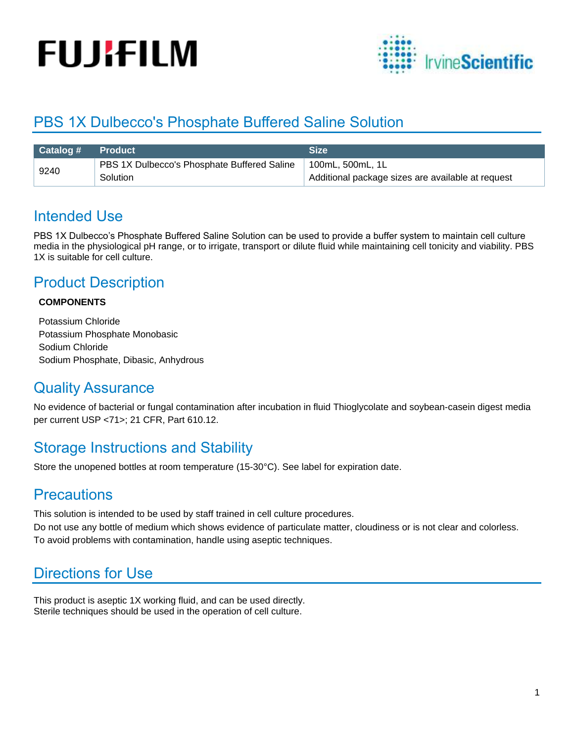# PBS 1X Dulbecco's Phosphate Buffered Saline Solution

| Catalog # | Product | Size |
|---|---|---|
| 9240 | PBS 1X Dulbecco's Phosphate Buffered Saline Solution | 100mL, 500mL, 1L<br>Additional package sizes are available at request |

## Intended Use

PBS 1X Dulbecco's Phosphate Buffered Saline Solution can be used to provide a buffer system to maintain cell culture media in the physiological pH range, or to irrigate, transport or dilute fluid while maintaining cell tonicity and viability. PBS 1X is suitable for cell culture.

## Product Description

**COMPONENTS**

Potassium Chloride
Potassium Phosphate Monobasic
Sodium Chloride
Sodium Phosphate, Dibasic, Anhydrous

## Quality Assurance

No evidence of bacterial or fungal contamination after incubation in fluid Thioglycolate and soybean-casein digest media per current USP <71>; 21 CFR, Part 610.12.

## Storage Instructions and Stability

Store the unopened bottles at room temperature (15-30°C). See label for expiration date.

## Precautions

This solution is intended to be used by staff trained in cell culture procedures.
Do not use any bottle of medium which shows evidence of particulate matter, cloudiness or is not clear and colorless.
To avoid problems with contamination, handle using aseptic techniques.

## Directions for Use

This product is aseptic 1X working fluid, and can be used directly.
Sterile techniques should be used in the operation of cell culture.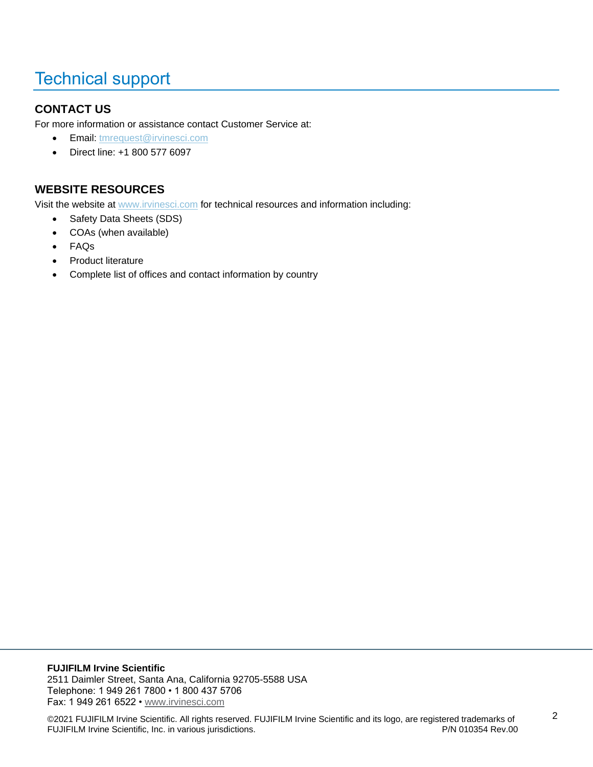# Technical support

## CONTACT US

For more information or assistance contact Customer Service at:

- Email: tmrequest@irvinesci.com
- Direct line: +1 800 577 6097

## WEBSITE RESOURCES

Visit the website at www.irvinesci.com for technical resources and information including:

- Safety Data Sheets (SDS)
- COAs (when available)
- FAQs
- Product literature
- Complete list of offices and contact information by country

**FUJIFILM Irvine Scientific**
2511 Daimler Street, Santa Ana, California 92705-5588 USA
Telephone: 1 949 261 7800 • 1 800 437 5706
Fax: 1 949 261 6522 • www.irvinesci.com

©2021 FUJIFILM Irvine Scientific. All rights reserved. FUJIFILM Irvine Scientific and its logo, are registered trademarks of FUJIFILM Irvine Scientific, Inc. in various jurisdictions. P/N 010354 Rev.00